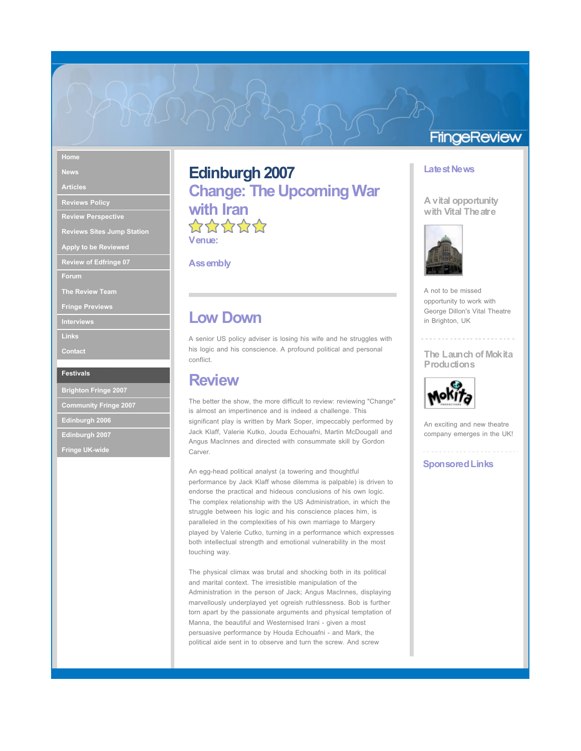FringeReview

- Home
- News
- Articles
- Reviews Policy
- Review Perspective
- Reviews Sites Jump Station
- Apply to be Reviewed
- Review of Edfringe 07
- Forum
- The Review Team
- Fringe Previews
- Interviews
- Links
- Contact

**Festivals**

- Brighton Fringe 2007
- Community Fringe 2007
- Edinburgh 2006
- Edinburgh 2007
- Fringe UK-wide

# Edinburgh 2007

## Change: The Upcoming War with Iran

★★★★★

**Venue:**

**Assembly**

## Low Down

A senior US policy adviser is losing his wife and he struggles with his logic and his conscience. A profound political and personal conflict.

## Review

The better the show, the more difficult to review: reviewing "Change" is almost an impertinence and is indeed a challenge. This significant play is written by Mark Soper, impeccably performed by Jack Klaff, Valerie Kutko, Jouda Echouafni, Martin McDougall and Angus MacInnes and directed with consummate skill by Gordon Carver.

An egg-head political analyst (a towering and thoughtful performance by Jack Klaff whose dilemma is palpable) is driven to endorse the practical and hideous conclusions of his own logic. The complex relationship with the US Administration, in which the struggle between his logic and his conscience places him, is paralleled in the complexities of his own marriage to Margery played by Valerie Cutko, turning in a performance which expresses both intellectual strength and emotional vulnerability in the most touching way.

The physical climax was brutal and shocking both in its political and marital context. The irresistible manipulation of the Administration in the person of Jack; Angus MacInnes, displaying marvellously underplayed yet ogreish ruthlessness. Bob is further torn apart by the passionate arguments and physical temptation of Manna, the beautiful and Westernised Irani - given a most persuasive performance by Houda Echouafni - and Mark, the political aide sent in to observe and turn the screw. And screw

### Latest News

**A vital opportunity with Vital Theatre**

A not to be missed opportunity to work with George Dillon's Vital Theatre in Brighton, UK

**The Launch of Mokita Productions**

An exciting and new theatre company emerges in the UK!

### Sponsored Links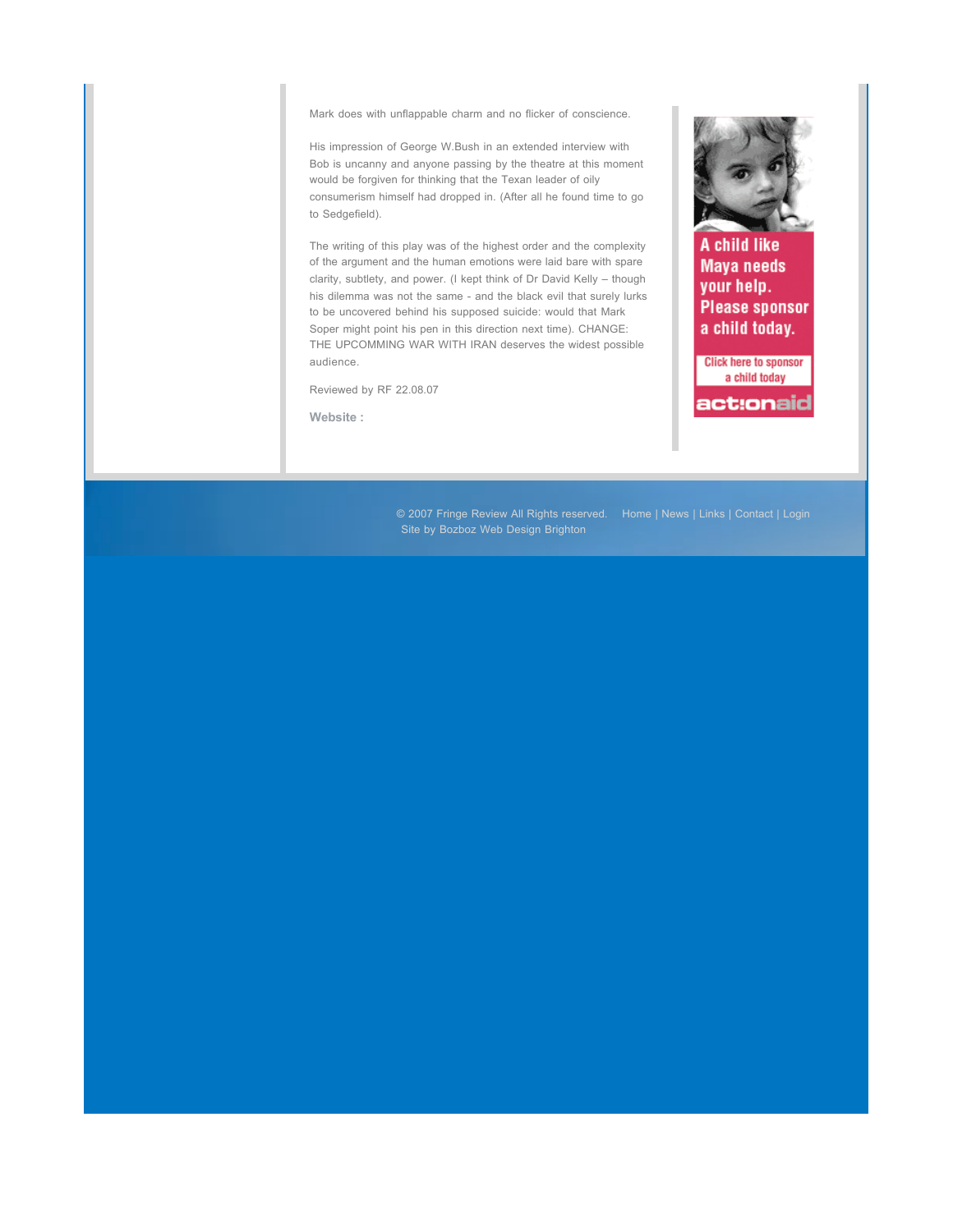Mark does with unflappable charm and no flicker of conscience.

His impression of George W.Bush in an extended interview with Bob is uncanny and anyone passing by the theatre at this moment would be forgiven for thinking that the Texan leader of oily consumerism himself had dropped in. (After all he found time to go to Sedgefield).

The writing of this play was of the highest order and the complexity of the argument and the human emotions were laid bare with spare clarity, subtlety, and power. (I kept think of Dr David Kelly – though his dilemma was not the same - and the black evil that surely lurks to be uncovered behind his supposed suicide: would that Mark Soper might point his pen in this direction next time). CHANGE: THE UPCOMMING WAR WITH IRAN deserves the widest possible audience.

Reviewed by RF 22.08.07

**Website :**

A child like Maya needs your help. Please sponsor a child today.

Click here to sponsor a child today

actionaid

© 2007 Fringe Review All Rights reserved. Home | News | Links | Contact | Login
Site by Bozboz Web Design Brighton